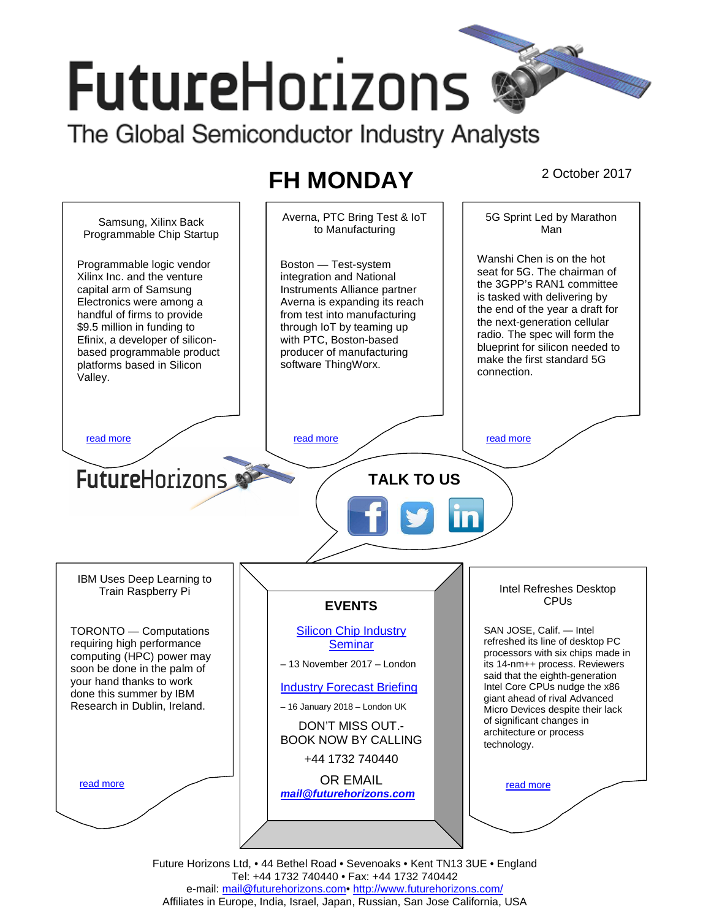# FutureHorizons

The Global Semiconductor Industry Analysts

## FH MONDAY

2 October 2017

### Samsung, Xilinx Back Programmable Chip Startup

Programmable logic vendor Xilinx Inc. and the venture capital arm of Samsung Electronics were among a handful of firms to provide $9.5 million in funding to Efinix, a developer of silicon-based programmable product platforms based in Silicon Valley.

read more

### Averna, PTC Bring Test & IoT to Manufacturing

Boston — Test-system integration and National Instruments Alliance partner Averna is expanding its reach from test into manufacturing through IoT by teaming up with PTC, Boston-based producer of manufacturing software ThingWorx.

read more

### 5G Sprint Led by Marathon Man

Wanshi Chen is on the hot seat for 5G. The chairman of the 3GPP's RAN1 committee is tasked with delivering by the end of the year a draft for the next-generation cellular radio. The spec will form the blueprint for silicon needed to make the first standard 5G connection.

read more

FutureHorizons

**TALK TO US**

### IBM Uses Deep Learning to Train Raspberry Pi

TORONTO — Computations requiring high performance computing (HPC) power may soon be done in the palm of your hand thanks to work done this summer by IBM Research in Dublin, Ireland.

read more

### EVENTS

Silicon Chip Industry Seminar

– 13 November 2017 – London

Industry Forecast Briefing

– 16 January 2018 – London UK

DON'T MISS OUT.- BOOK NOW BY CALLING

+44 1732 740440

OR EMAIL

***mail@futurehorizons.com***

### Intel Refreshes Desktop CPUs

SAN JOSE, Calif. — Intel refreshed its line of desktop PC processors with six chips made in its 14-nm++ process. Reviewers said that the eighth-generation Intel Core CPUs nudge the x86 giant ahead of rival Advanced Micro Devices despite their lack of significant changes in architecture or process technology.

read more

Future Horizons Ltd, • 44 Bethel Road • Sevenoaks • Kent TN13 3UE • England
Tel: +44 1732 740440 • Fax: +44 1732 740442
e-mail: mail@futurehorizons.com• http://www.futurehorizons.com/
Affiliates in Europe, India, Israel, Japan, Russian, San Jose California, USA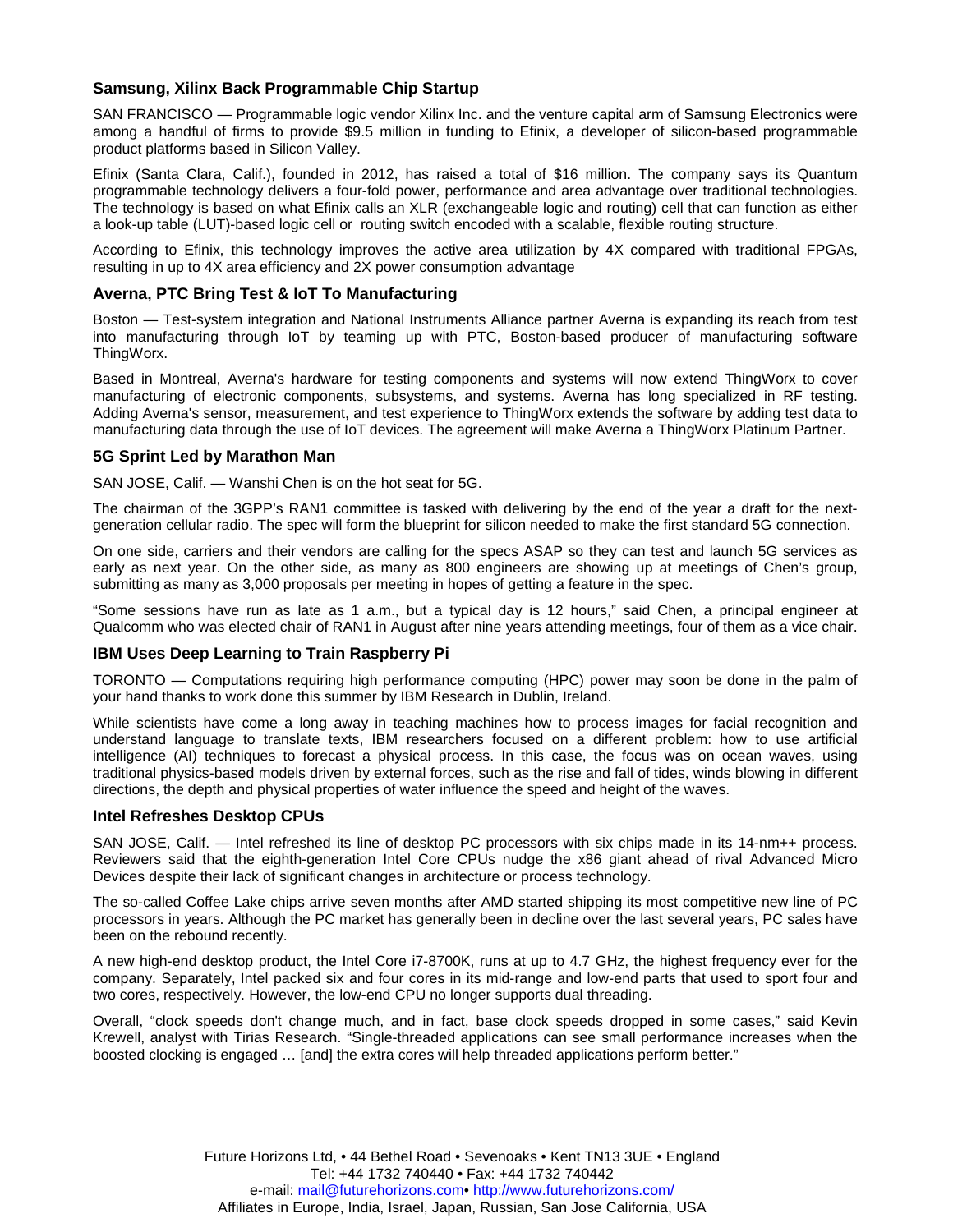### Samsung, Xilinx Back Programmable Chip Startup

SAN FRANCISCO — Programmable logic vendor Xilinx Inc. and the venture capital arm of Samsung Electronics were among a handful of firms to provide $9.5 million in funding to Efinix, a developer of silicon-based programmable product platforms based in Silicon Valley.

Efinix (Santa Clara, Calif.), founded in 2012, has raised a total of $16 million. The company says its Quantum programmable technology delivers a four-fold power, performance and area advantage over traditional technologies. The technology is based on what Efinix calls an XLR (exchangeable logic and routing) cell that can function as either a look-up table (LUT)-based logic cell or routing switch encoded with a scalable, flexible routing structure.

According to Efinix, this technology improves the active area utilization by 4X compared with traditional FPGAs, resulting in up to 4X area efficiency and 2X power consumption advantage

### Averna, PTC Bring Test & IoT To Manufacturing

Boston — Test-system integration and National Instruments Alliance partner Averna is expanding its reach from test into manufacturing through IoT by teaming up with PTC, Boston-based producer of manufacturing software ThingWorx.

Based in Montreal, Averna's hardware for testing components and systems will now extend ThingWorx to cover manufacturing of electronic components, subsystems, and systems. Averna has long specialized in RF testing. Adding Averna's sensor, measurement, and test experience to ThingWorx extends the software by adding test data to manufacturing data through the use of IoT devices. The agreement will make Averna a ThingWorx Platinum Partner.

### 5G Sprint Led by Marathon Man

SAN JOSE, Calif. — Wanshi Chen is on the hot seat for 5G.

The chairman of the 3GPP's RAN1 committee is tasked with delivering by the end of the year a draft for the next-generation cellular radio. The spec will form the blueprint for silicon needed to make the first standard 5G connection.

On one side, carriers and their vendors are calling for the specs ASAP so they can test and launch 5G services as early as next year. On the other side, as many as 800 engineers are showing up at meetings of Chen's group, submitting as many as 3,000 proposals per meeting in hopes of getting a feature in the spec.

"Some sessions have run as late as 1 a.m., but a typical day is 12 hours," said Chen, a principal engineer at Qualcomm who was elected chair of RAN1 in August after nine years attending meetings, four of them as a vice chair.

### IBM Uses Deep Learning to Train Raspberry Pi

TORONTO — Computations requiring high performance computing (HPC) power may soon be done in the palm of your hand thanks to work done this summer by IBM Research in Dublin, Ireland.

While scientists have come a long away in teaching machines how to process images for facial recognition and understand language to translate texts, IBM researchers focused on a different problem: how to use artificial intelligence (AI) techniques to forecast a physical process. In this case, the focus was on ocean waves, using traditional physics-based models driven by external forces, such as the rise and fall of tides, winds blowing in different directions, the depth and physical properties of water influence the speed and height of the waves.

### Intel Refreshes Desktop CPUs

SAN JOSE, Calif. — Intel refreshed its line of desktop PC processors with six chips made in its 14-nm++ process. Reviewers said that the eighth-generation Intel Core CPUs nudge the x86 giant ahead of rival Advanced Micro Devices despite their lack of significant changes in architecture or process technology.

The so-called Coffee Lake chips arrive seven months after AMD started shipping its most competitive new line of PC processors in years. Although the PC market has generally been in decline over the last several years, PC sales have been on the rebound recently.

A new high-end desktop product, the Intel Core i7-8700K, runs at up to 4.7 GHz, the highest frequency ever for the company. Separately, Intel packed six and four cores in its mid-range and low-end parts that used to sport four and two cores, respectively. However, the low-end CPU no longer supports dual threading.

Overall, "clock speeds don't change much, and in fact, base clock speeds dropped in some cases," said Kevin Krewell, analyst with Tirias Research. "Single-threaded applications can see small performance increases when the boosted clocking is engaged … [and] the extra cores will help threaded applications perform better."

Future Horizons Ltd, • 44 Bethel Road • Sevenoaks • Kent TN13 3UE • England
Tel: +44 1732 740440 • Fax: +44 1732 740442
e-mail: mail@futurehorizons.com• http://www.futurehorizons.com/
Affiliates in Europe, India, Israel, Japan, Russian, San Jose California, USA